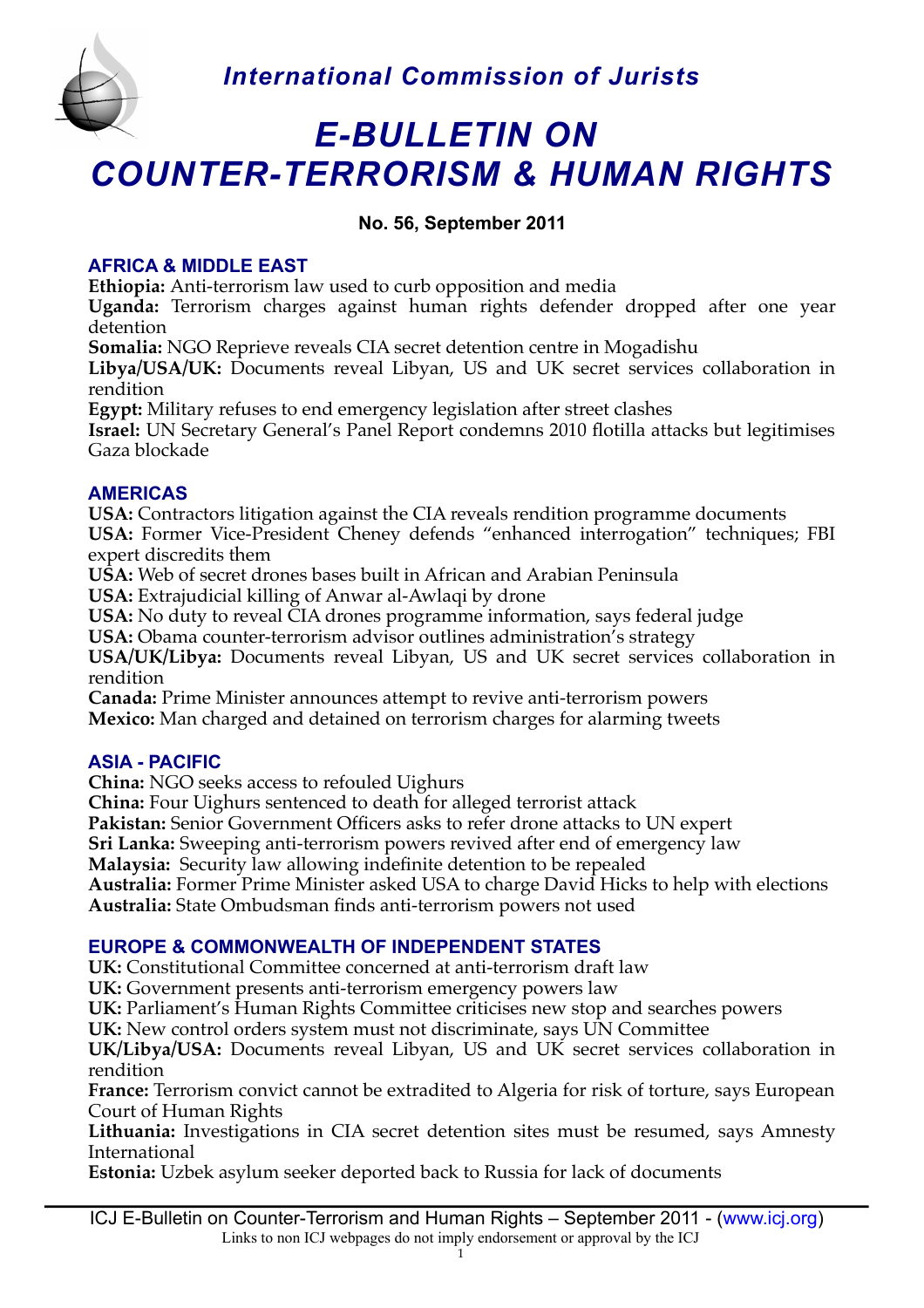*International Commission of Jurists*

# *E-BULLETIN ON COUNTER-TERRORISM & HUMAN RIGHTS*

**No. 56, September 2011**

## AFRICA & MIDDLE EAST

**Ethiopia:** Anti-terrorism law used to curb opposition and media
**Uganda:** Terrorism charges against human rights defender dropped after one year detention
**Somalia:** NGO Reprieve reveals CIA secret detention centre in Mogadishu
**Libya/USA/UK:** Documents reveal Libyan, US and UK secret services collaboration in rendition
**Egypt:** Military refuses to end emergency legislation after street clashes
**Israel:** UN Secretary General's Panel Report condemns 2010 flotilla attacks but legitimises Gaza blockade

## AMERICAS

**USA:** Contractors litigation against the CIA reveals rendition programme documents
**USA:** Former Vice-President Cheney defends "enhanced interrogation" techniques; FBI expert discredits them
**USA:** Web of secret drones bases built in African and Arabian Peninsula
**USA:** Extrajudicial killing of Anwar al-Awlaqi by drone
**USA:** No duty to reveal CIA drones programme information, says federal judge
**USA:** Obama counter-terrorism advisor outlines administration's strategy
**USA/UK/Libya:** Documents reveal Libyan, US and UK secret services collaboration in rendition
**Canada:** Prime Minister announces attempt to revive anti-terrorism powers
**Mexico:** Man charged and detained on terrorism charges for alarming tweets

## ASIA - PACIFIC

**China:** NGO seeks access to refouled Uighurs
**China:** Four Uighurs sentenced to death for alleged terrorist attack
**Pakistan:** Senior Government Officers asks to refer drone attacks to UN expert
**Sri Lanka:** Sweeping anti-terrorism powers revived after end of emergency law
**Malaysia:** Security law allowing indefinite detention to be repealed
**Australia:** Former Prime Minister asked USA to charge David Hicks to help with elections
**Australia:** State Ombudsman finds anti-terrorism powers not used

## EUROPE & COMMONWEALTH OF INDEPENDENT STATES

**UK:** Constitutional Committee concerned at anti-terrorism draft law
**UK:** Government presents anti-terrorism emergency powers law
**UK:** Parliament's Human Rights Committee criticises new stop and searches powers
**UK:** New control orders system must not discriminate, says UN Committee
**UK/Libya/USA:** Documents reveal Libyan, US and UK secret services collaboration in rendition
**France:** Terrorism convict cannot be extradited to Algeria for risk of torture, says European Court of Human Rights
**Lithuania:** Investigations in CIA secret detention sites must be resumed, says Amnesty International
**Estonia:** Uzbek asylum seeker deported back to Russia for lack of documents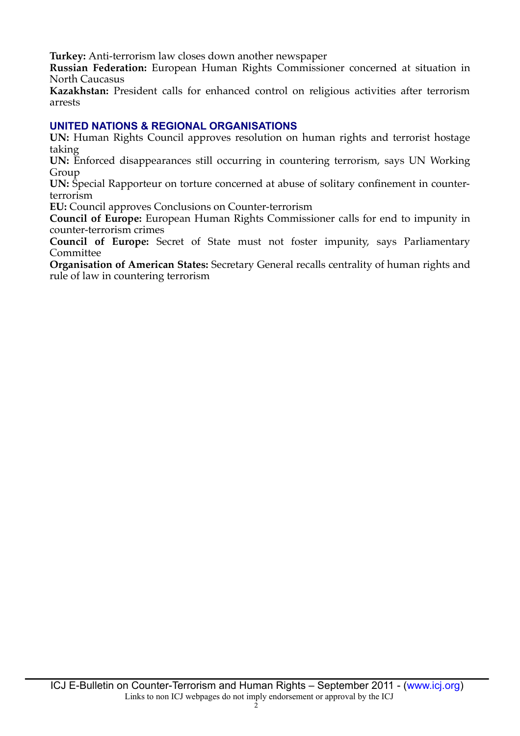**Turkey:** Anti-terrorism law closes down another newspaper

**Russian Federation:** European Human Rights Commissioner concerned at situation in North Caucasus

**Kazakhstan:** President calls for enhanced control on religious activities after terrorism arrests

## UNITED NATIONS & REGIONAL ORGANISATIONS

**UN:** Human Rights Council approves resolution on human rights and terrorist hostage taking

**UN:** Enforced disappearances still occurring in countering terrorism, says UN Working Group

**UN:** Special Rapporteur on torture concerned at abuse of solitary confinement in counter-terrorism

**EU:** Council approves Conclusions on Counter-terrorism

**Council of Europe:** European Human Rights Commissioner calls for end to impunity in counter-terrorism crimes

**Council of Europe:** Secret of State must not foster impunity, says Parliamentary Committee

**Organisation of American States:** Secretary General recalls centrality of human rights and rule of law in countering terrorism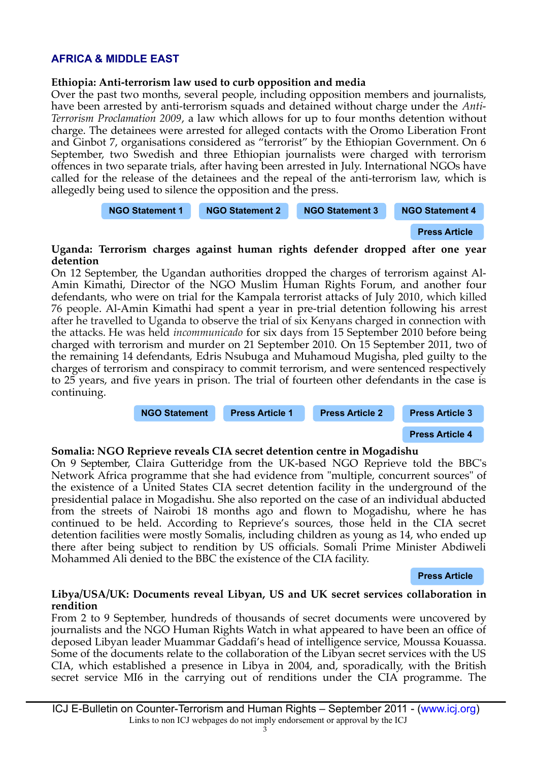## AFRICA & MIDDLE EAST

**Ethiopia: Anti-terrorism law used to curb opposition and media**

Over the past two months, several people, including opposition members and journalists, have been arrested by anti-terrorism squads and detained without charge under the *Anti-Terrorism Proclamation 2009*, a law which allows for up to four months detention without charge. The detainees were arrested for alleged contacts with the Oromo Liberation Front and Ginbot 7, organisations considered as "terrorist" by the Ethiopian Government. On 6 September, two Swedish and three Ethiopian journalists were charged with terrorism offences in two separate trials, after having been arrested in July. International NGOs have called for the release of the detainees and the repeal of the anti-terrorism law, which is allegedly being used to silence the opposition and the press.

NGO Statement 1 | NGO Statement 2 | NGO Statement 3 | NGO Statement 4 | Press Article

**Uganda: Terrorism charges against human rights defender dropped after one year detention**

On 12 September, the Ugandan authorities dropped the charges of terrorism against Al-Amin Kimathi, Director of the NGO Muslim Human Rights Forum, and another four defendants, who were on trial for the Kampala terrorist attacks of July 2010, which killed 76 people. Al-Amin Kimathi had spent a year in pre-trial detention following his arrest after he travelled to Uganda to observe the trial of six Kenyans charged in connection with the attacks. He was held *incommunicado* for six days from 15 September 2010 before being charged with terrorism and murder on 21 September 2010. On 15 September 2011, two of the remaining 14 defendants, Edris Nsubuga and Muhamoud Mugisha, pled guilty to the charges of terrorism and conspiracy to commit terrorism, and were sentenced respectively to 25 years, and five years in prison. The trial of fourteen other defendants in the case is continuing.

NGO Statement | Press Article 1 | Press Article 2 | Press Article 3 | Press Article 4

**Somalia: NGO Reprieve reveals CIA secret detention centre in Mogadishu**

On 9 September, Claira Gutteridge from the UK-based NGO Reprieve told the BBC's Network Africa programme that she had evidence from "multiple, concurrent sources" of the existence of a United States CIA secret detention facility in the underground of the presidential palace in Mogadishu. She also reported on the case of an individual abducted from the streets of Nairobi 18 months ago and flown to Mogadishu, where he has continued to be held. According to Reprieve's sources, those held in the CIA secret detention facilities were mostly Somalis, including children as young as 14, who ended up there after being subject to rendition by US officials. Somali Prime Minister Abdiweli Mohammed Ali denied to the BBC the existence of the CIA facility.

Press Article

**Libya/USA/UK: Documents reveal Libyan, US and UK secret services collaboration in rendition**

From 2 to 9 September, hundreds of thousands of secret documents were uncovered by journalists and the NGO Human Rights Watch in what appeared to have been an office of deposed Libyan leader Muammar Gaddafi's head of intelligence service, Moussa Kouassa. Some of the documents relate to the collaboration of the Libyan secret services with the US CIA, which established a presence in Libya in 2004, and, sporadically, with the British secret service MI6 in the carrying out of renditions under the CIA programme. The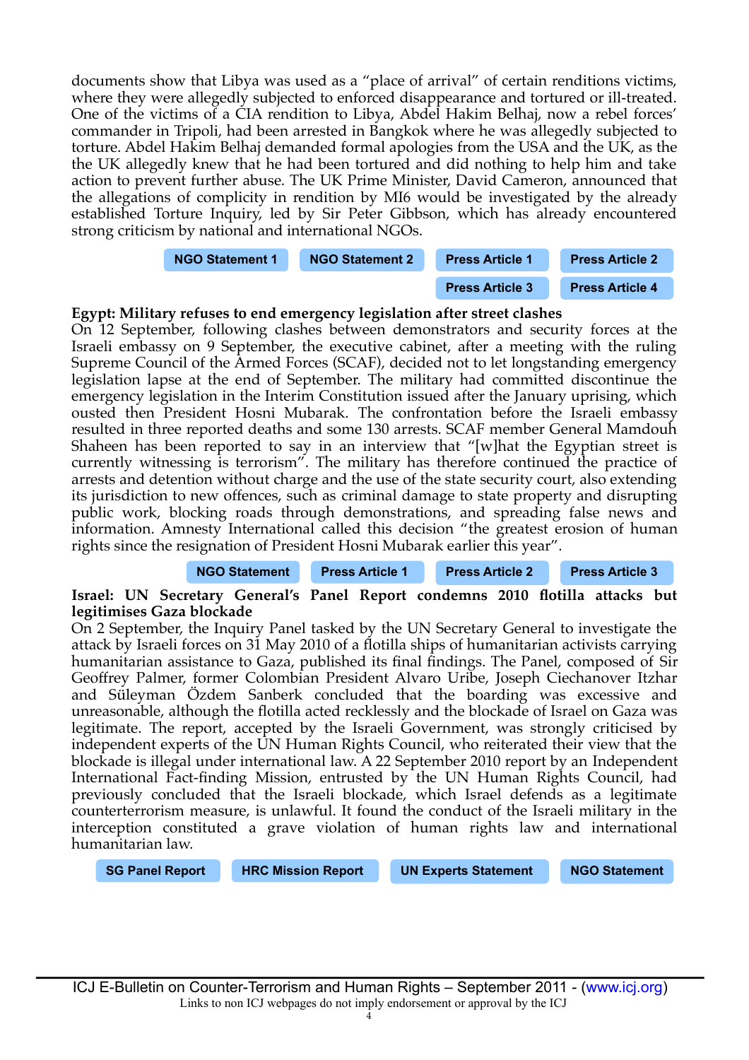documents show that Libya was used as a "place of arrival" of certain renditions victims, where they were allegedly subjected to enforced disappearance and tortured or ill-treated. One of the victims of a CIA rendition to Libya, Abdel Hakim Belhaj, now a rebel forces' commander in Tripoli, had been arrested in Bangkok where he was allegedly subjected to torture. Abdel Hakim Belhaj demanded formal apologies from the USA and the UK, as the the UK allegedly knew that he had been tortured and did nothing to help him and take action to prevent further abuse. The UK Prime Minister, David Cameron, announced that the allegations of complicity in rendition by MI6 would be investigated by the already established Torture Inquiry, led by Sir Peter Gibbson, which has already encountered strong criticism by national and international NGOs.

NGO Statement 1 | NGO Statement 2 | Press Article 1 | Press Article 2 | Press Article 3 | Press Article 4

**Egypt: Military refuses to end emergency legislation after street clashes**

On 12 September, following clashes between demonstrators and security forces at the Israeli embassy on 9 September, the executive cabinet, after a meeting with the ruling Supreme Council of the Armed Forces (SCAF), decided not to let longstanding emergency legislation lapse at the end of September. The military had committed discontinue the emergency legislation in the Interim Constitution issued after the January uprising, which ousted then President Hosni Mubarak. The confrontation before the Israeli embassy resulted in three reported deaths and some 130 arrests. SCAF member General Mamdouh Shaheen has been reported to say in an interview that "[w]hat the Egyptian street is currently witnessing is terrorism". The military has therefore continued the practice of arrests and detention without charge and the use of the state security court, also extending its jurisdiction to new offences, such as criminal damage to state property and disrupting public work, blocking roads through demonstrations, and spreading false news and information. Amnesty International called this decision "the greatest erosion of human rights since the resignation of President Hosni Mubarak earlier this year".

NGO Statement | Press Article 1 | Press Article 2 | Press Article 3

**Israel: UN Secretary General's Panel Report condemns 2010 flotilla attacks but legitimises Gaza blockade**

On 2 September, the Inquiry Panel tasked by the UN Secretary General to investigate the attack by Israeli forces on 31 May 2010 of a flotilla ships of humanitarian activists carrying humanitarian assistance to Gaza, published its final findings. The Panel, composed of Sir Geoffrey Palmer, former Colombian President Alvaro Uribe, Joseph Ciechanover Itzhar and Süleyman Özdem Sanberk concluded that the boarding was excessive and unreasonable, although the flotilla acted recklessly and the blockade of Israel on Gaza was legitimate. The report, accepted by the Israeli Government, was strongly criticised by independent experts of the UN Human Rights Council, who reiterated their view that the blockade is illegal under international law. A 22 September 2010 report by an Independent International Fact-finding Mission, entrusted by the UN Human Rights Council, had previously concluded that the Israeli blockade, which Israel defends as a legitimate counterterrorism measure, is unlawful. It found the conduct of the Israeli military in the interception constituted a grave violation of human rights law and international humanitarian law.

SG Panel Report | HRC Mission Report | UN Experts Statement | NGO Statement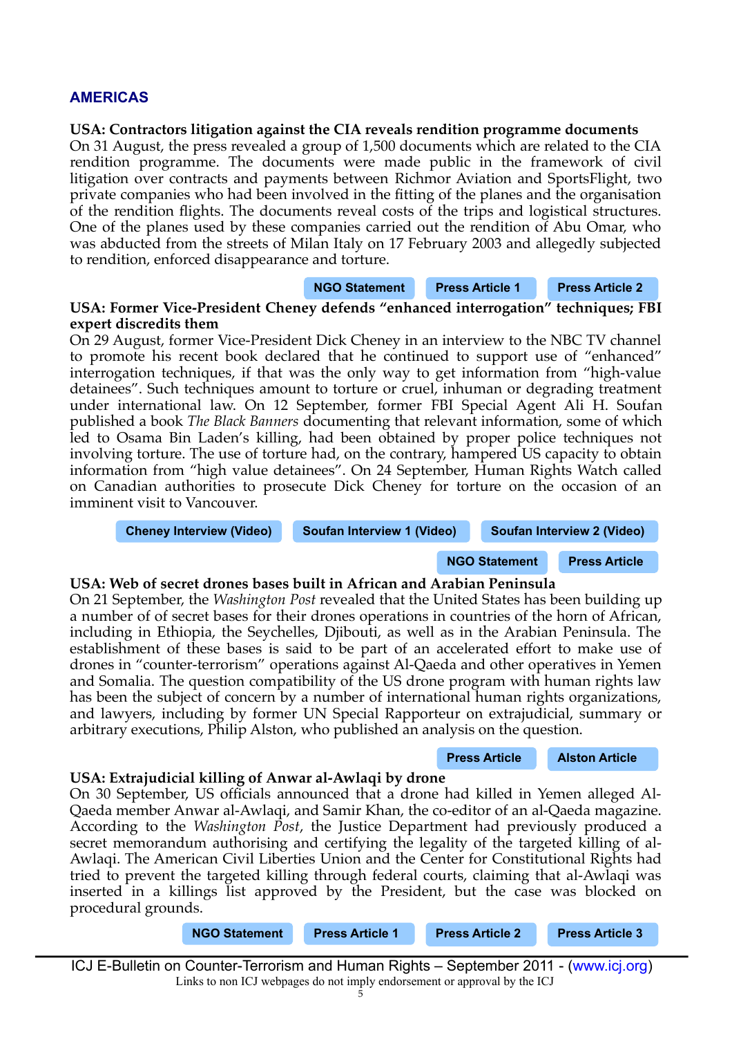## AMERICAS

### USA: Contractors litigation against the CIA reveals rendition programme documents

On 31 August, the press revealed a group of 1,500 documents which are related to the CIA rendition programme. The documents were made public in the framework of civil litigation over contracts and payments between Richmor Aviation and SportsFlight, two private companies who had been involved in the fitting of the planes and the organisation of the rendition flights. The documents reveal costs of the trips and logistical structures. One of the planes used by these companies carried out the rendition of Abu Omar, who was abducted from the streets of Milan Italy on 17 February 2003 and allegedly subjected to rendition, enforced disappearance and torture.

NGO Statement | Press Article 1 | Press Article 2

### USA: Former Vice-President Cheney defends "enhanced interrogation" techniques; FBI expert discredits them

On 29 August, former Vice-President Dick Cheney in an interview to the NBC TV channel to promote his recent book declared that he continued to support use of "enhanced" interrogation techniques, if that was the only way to get information from "high-value detainees". Such techniques amount to torture or cruel, inhuman or degrading treatment under international law. On 12 September, former FBI Special Agent Ali H. Soufan published a book *The Black Banners* documenting that relevant information, some of which led to Osama Bin Laden's killing, had been obtained by proper police techniques not involving torture. The use of torture had, on the contrary, hampered US capacity to obtain information from "high value detainees". On 24 September, Human Rights Watch called on Canadian authorities to prosecute Dick Cheney for torture on the occasion of an imminent visit to Vancouver.

Cheney Interview (Video) | Soufan Interview 1 (Video) | Soufan Interview 2 (Video)

NGO Statement | Press Article

### USA: Web of secret drones bases built in African and Arabian Peninsula

On 21 September, the *Washington Post* revealed that the United States has been building up a number of of secret bases for their drones operations in countries of the horn of African, including in Ethiopia, the Seychelles, Djibouti, as well as in the Arabian Peninsula. The establishment of these bases is said to be part of an accelerated effort to make use of drones in "counter-terrorism" operations against Al-Qaeda and other operatives in Yemen and Somalia. The question compatibility of the US drone program with human rights law has been the subject of concern by a number of international human rights organizations, and lawyers, including by former UN Special Rapporteur on extrajudicial, summary or arbitrary executions, Philip Alston, who published an analysis on the question.

Press Article | Alston Article

### USA: Extrajudicial killing of Anwar al-Awlaqi by drone

On 30 September, US officials announced that a drone had killed in Yemen alleged Al-Qaeda member Anwar al-Awlaqi, and Samir Khan, the co-editor of an al-Qaeda magazine. According to the *Washington Post*, the Justice Department had previously produced a secret memorandum authorising and certifying the legality of the targeted killing of al-Awlaqi. The American Civil Liberties Union and the Center for Constitutional Rights had tried to prevent the targeted killing through federal courts, claiming that al-Awlaqi was inserted in a killings list approved by the President, but the case was blocked on procedural grounds.

NGO Statement | Press Article 1 | Press Article 2 | Press Article 3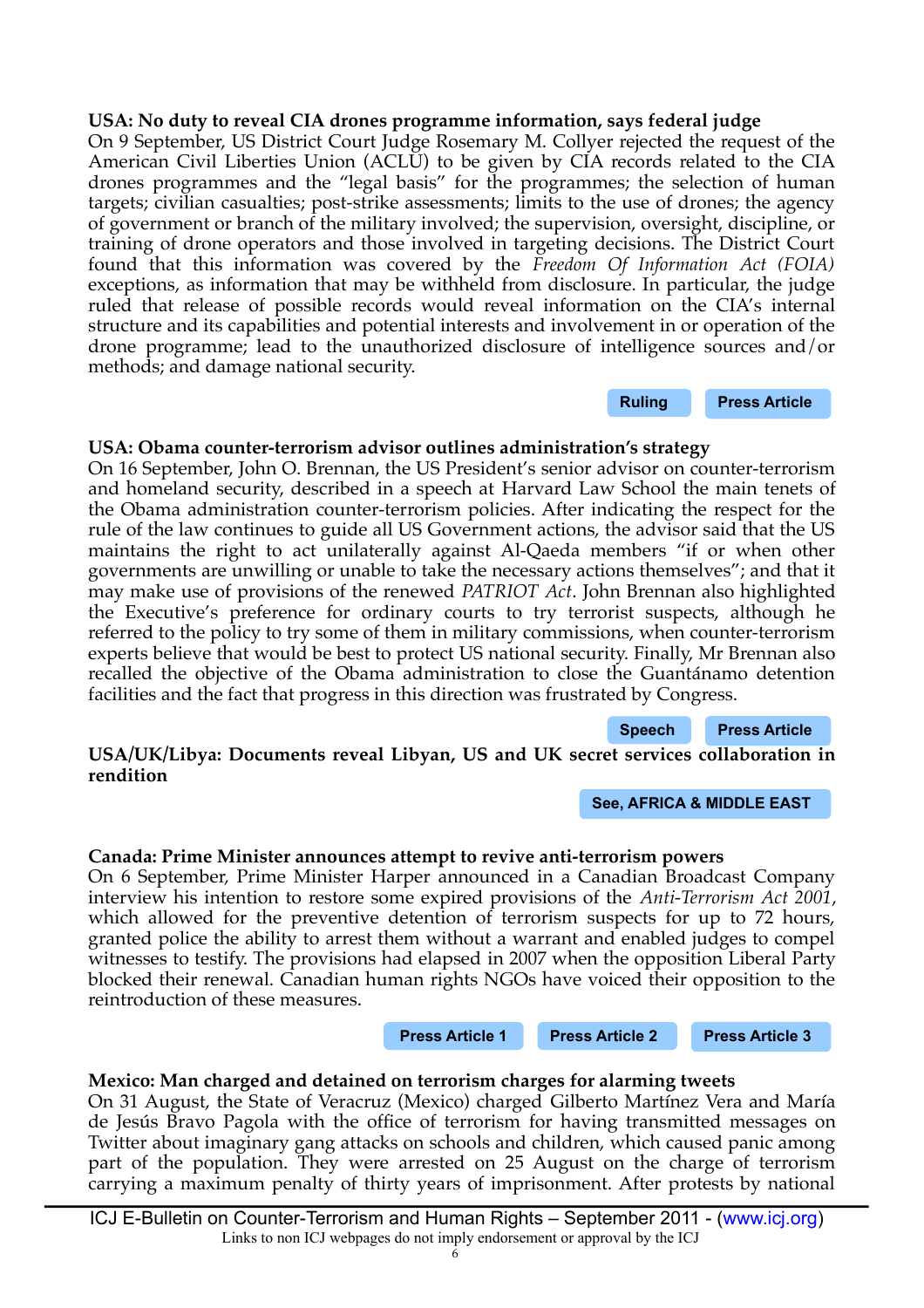**USA: No duty to reveal CIA drones programme information, says federal judge**

On 9 September, US District Court Judge Rosemary M. Collyer rejected the request of the American Civil Liberties Union (ACLU) to be given by CIA records related to the CIA drones programmes and the "legal basis" for the programmes; the selection of human targets; civilian casualties; post-strike assessments; limits to the use of drones; the agency of government or branch of the military involved; the supervision, oversight, discipline, or training of drone operators and those involved in targeting decisions. The District Court found that this information was covered by the *Freedom Of Information Act (FOIA)* exceptions, as information that may be withheld from disclosure. In particular, the judge ruled that release of possible records would reveal information on the CIA's internal structure and its capabilities and potential interests and involvement in or operation of the drone programme; lead to the unauthorized disclosure of intelligence sources and/or methods; and damage national security.

Ruling | Press Article

**USA: Obama counter-terrorism advisor outlines administration's strategy**

On 16 September, John O. Brennan, the US President's senior advisor on counter-terrorism and homeland security, described in a speech at Harvard Law School the main tenets of the Obama administration counter-terrorism policies. After indicating the respect for the rule of the law continues to guide all US Government actions, the advisor said that the US maintains the right to act unilaterally against Al-Qaeda members "if or when other governments are unwilling or unable to take the necessary actions themselves"; and that it may make use of provisions of the renewed *PATRIOT Act*. John Brennan also highlighted the Executive's preference for ordinary courts to try terrorist suspects, although he referred to the policy to try some of them in military commissions, when counter-terrorism experts believe that would be best to protect US national security. Finally, Mr Brennan also recalled the objective of the Obama administration to close the Guantánamo detention facilities and the fact that progress in this direction was frustrated by Congress.

Speech | Press Article

**USA/UK/Libya: Documents reveal Libyan, US and UK secret services collaboration in rendition**

See, AFRICA & MIDDLE EAST

**Canada: Prime Minister announces attempt to revive anti-terrorism powers**

On 6 September, Prime Minister Harper announced in a Canadian Broadcast Company interview his intention to restore some expired provisions of the *Anti-Terrorism Act 2001*, which allowed for the preventive detention of terrorism suspects for up to 72 hours, granted police the ability to arrest them without a warrant and enabled judges to compel witnesses to testify. The provisions had elapsed in 2007 when the opposition Liberal Party blocked their renewal. Canadian human rights NGOs have voiced their opposition to the reintroduction of these measures.

Press Article 1 | Press Article 2 | Press Article 3

**Mexico: Man charged and detained on terrorism charges for alarming tweets**

On 31 August, the State of Veracruz (Mexico) charged Gilberto Martínez Vera and María de Jesús Bravo Pagola with the office of terrorism for having transmitted messages on Twitter about imaginary gang attacks on schools and children, which caused panic among part of the population. They were arrested on 25 August on the charge of terrorism carrying a maximum penalty of thirty years of imprisonment. After protests by national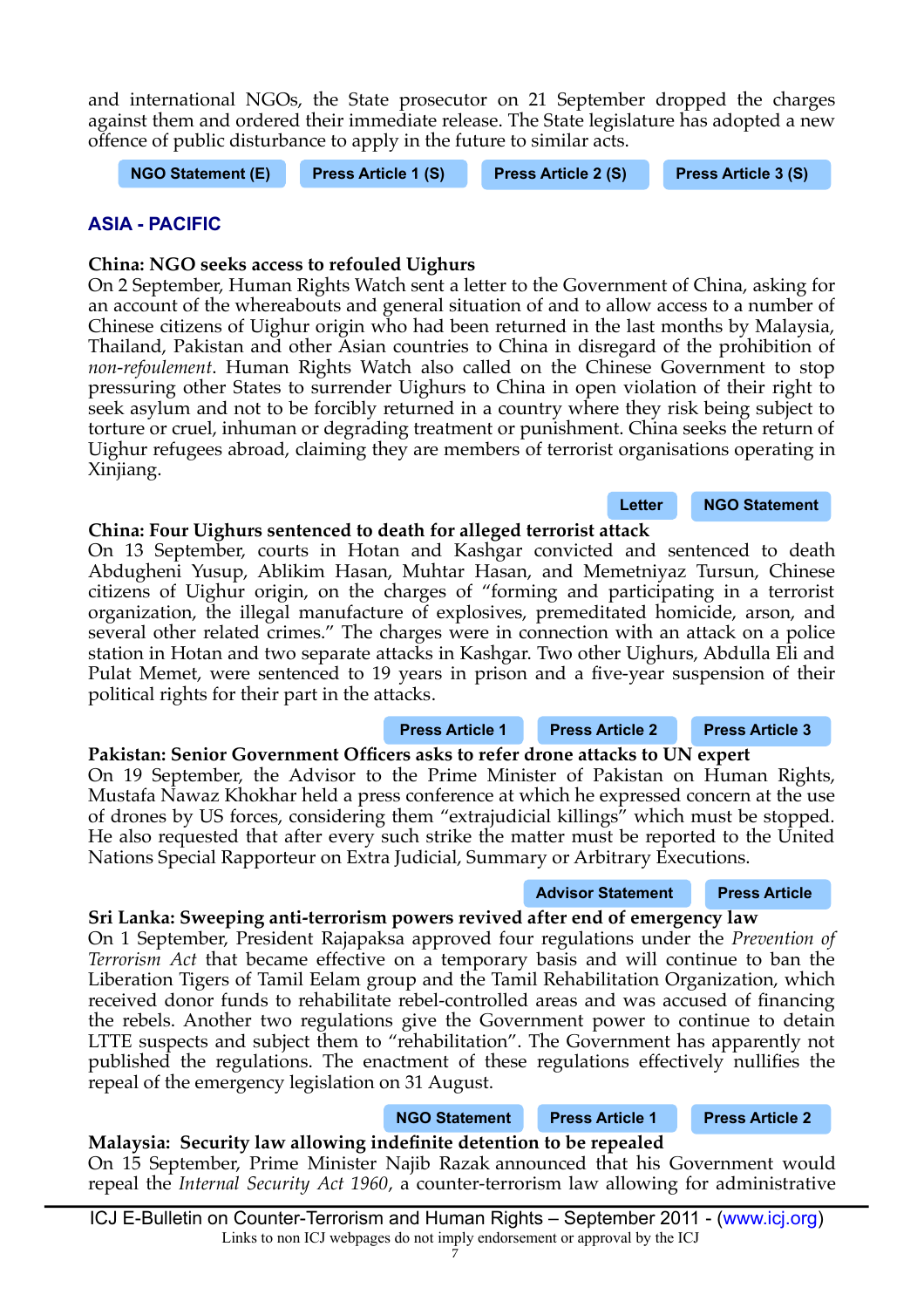and international NGOs, the State prosecutor on 21 September dropped the charges against them and ordered their immediate release. The State legislature has adopted a new offence of public disturbance to apply in the future to similar acts.

NGO Statement (E) | Press Article 1 (S) | Press Article 2 (S) | Press Article 3 (S)

## ASIA - PACIFIC

**China: NGO seeks access to refouled Uighurs**

On 2 September, Human Rights Watch sent a letter to the Government of China, asking for an account of the whereabouts and general situation of and to allow access to a number of Chinese citizens of Uighur origin who had been returned in the last months by Malaysia, Thailand, Pakistan and other Asian countries to China in disregard of the prohibition of *non-refoulement*. Human Rights Watch also called on the Chinese Government to stop pressuring other States to surrender Uighurs to China in open violation of their right to seek asylum and not to be forcibly returned in a country where they risk being subject to torture or cruel, inhuman or degrading treatment or punishment. China seeks the return of Uighur refugees abroad, claiming they are members of terrorist organisations operating in Xinjiang.

Letter | NGO Statement

**China: Four Uighurs sentenced to death for alleged terrorist attack**

On 13 September, courts in Hotan and Kashgar convicted and sentenced to death Abdugheni Yusup, Ablikim Hasan, Muhtar Hasan, and Memetniyaz Tursun, Chinese citizens of Uighur origin, on the charges of "forming and participating in a terrorist organization, the illegal manufacture of explosives, premeditated homicide, arson, and several other related crimes." The charges were in connection with an attack on a police station in Hotan and two separate attacks in Kashgar. Two other Uighurs, Abdulla Eli and Pulat Memet, were sentenced to 19 years in prison and a five-year suspension of their political rights for their part in the attacks.

Press Article 1 | Press Article 2 | Press Article 3

**Pakistan: Senior Government Officers asks to refer drone attacks to UN expert**

On 19 September, the Advisor to the Prime Minister of Pakistan on Human Rights, Mustafa Nawaz Khokhar held a press conference at which he expressed concern at the use of drones by US forces, considering them "extrajudicial killings" which must be stopped. He also requested that after every such strike the matter must be reported to the United Nations Special Rapporteur on Extra Judicial, Summary or Arbitrary Executions.

Advisor Statement | Press Article

**Sri Lanka: Sweeping anti-terrorism powers revived after end of emergency law**

On 1 September, President Rajapaksa approved four regulations under the *Prevention of Terrorism Act* that became effective on a temporary basis and will continue to ban the Liberation Tigers of Tamil Eelam group and the Tamil Rehabilitation Organization, which received donor funds to rehabilitate rebel-controlled areas and was accused of financing the rebels. Another two regulations give the Government power to continue to detain LTTE suspects and subject them to "rehabilitation". The Government has apparently not published the regulations. The enactment of these regulations effectively nullifies the repeal of the emergency legislation on 31 August.

NGO Statement | Press Article 1 | Press Article 2

**Malaysia: Security law allowing indefinite detention to be repealed**

On 15 September, Prime Minister Najib Razak announced that his Government would repeal the *Internal Security Act 1960*, a counter-terrorism law allowing for administrative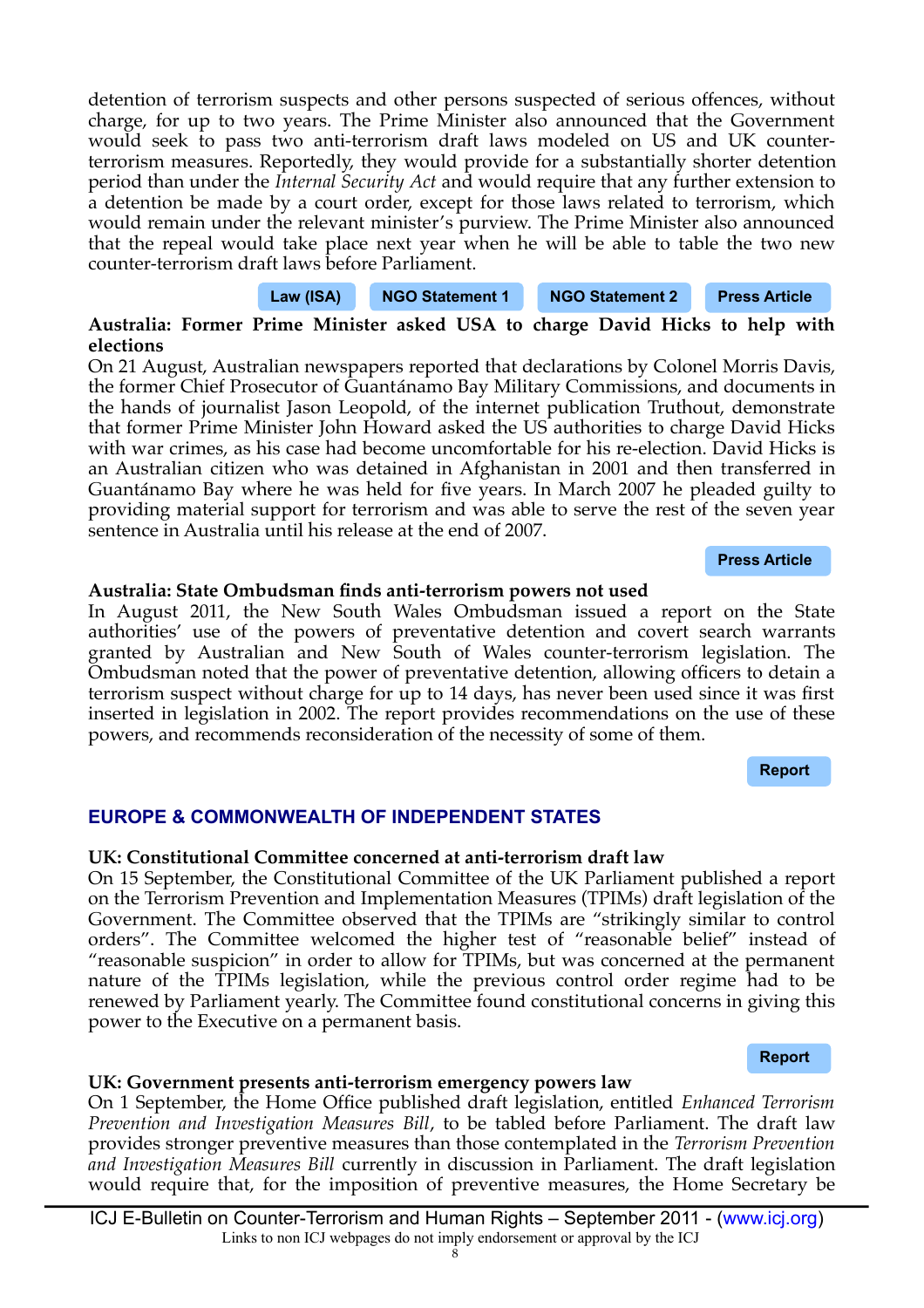detention of terrorism suspects and other persons suspected of serious offences, without charge, for up to two years. The Prime Minister also announced that the Government would seek to pass two anti-terrorism draft laws modeled on US and UK counter-terrorism measures. Reportedly, they would provide for a substantially shorter detention period than under the *Internal Security Act* and would require that any further extension to a detention be made by a court order, except for those laws related to terrorism, which would remain under the relevant minister's purview. The Prime Minister also announced that the repeal would take place next year when he will be able to table the two new counter-terrorism draft laws before Parliament.

Law (ISA) | NGO Statement 1 | NGO Statement 2 | Press Article

**Australia: Former Prime Minister asked USA to charge David Hicks to help with elections**

On 21 August, Australian newspapers reported that declarations by Colonel Morris Davis, the former Chief Prosecutor of Guantánamo Bay Military Commissions, and documents in the hands of journalist Jason Leopold, of the internet publication Truthout, demonstrate that former Prime Minister John Howard asked the US authorities to charge David Hicks with war crimes, as his case had become uncomfortable for his re-election. David Hicks is an Australian citizen who was detained in Afghanistan in 2001 and then transferred in Guantánamo Bay where he was held for five years. In March 2007 he pleaded guilty to providing material support for terrorism and was able to serve the rest of the seven year sentence in Australia until his release at the end of 2007.

Press Article

**Australia: State Ombudsman finds anti-terrorism powers not used**

In August 2011, the New South Wales Ombudsman issued a report on the State authorities' use of the powers of preventative detention and covert search warrants granted by Australian and New South of Wales counter-terrorism legislation. The Ombudsman noted that the power of preventative detention, allowing officers to detain a terrorism suspect without charge for up to 14 days, has never been used since it was first inserted in legislation in 2002. The report provides recommendations on the use of these powers, and recommends reconsideration of the necessity of some of them.

Report

## EUROPE & COMMONWEALTH OF INDEPENDENT STATES

**UK: Constitutional Committee concerned at anti-terrorism draft law**

On 15 September, the Constitutional Committee of the UK Parliament published a report on the Terrorism Prevention and Implementation Measures (TPIMs) draft legislation of the Government. The Committee observed that the TPIMs are "strikingly similar to control orders". The Committee welcomed the higher test of "reasonable belief" instead of "reasonable suspicion" in order to allow for TPIMs, but was concerned at the permanent nature of the TPIMs legislation, while the previous control order regime had to be renewed by Parliament yearly. The Committee found constitutional concerns in giving this power to the Executive on a permanent basis.

Report

**UK: Government presents anti-terrorism emergency powers law**

On 1 September, the Home Office published draft legislation, entitled *Enhanced Terrorism Prevention and Investigation Measures Bill*, to be tabled before Parliament. The draft law provides stronger preventive measures than those contemplated in the *Terrorism Prevention and Investigation Measures Bill* currently in discussion in Parliament. The draft legislation would require that, for the imposition of preventive measures, the Home Secretary be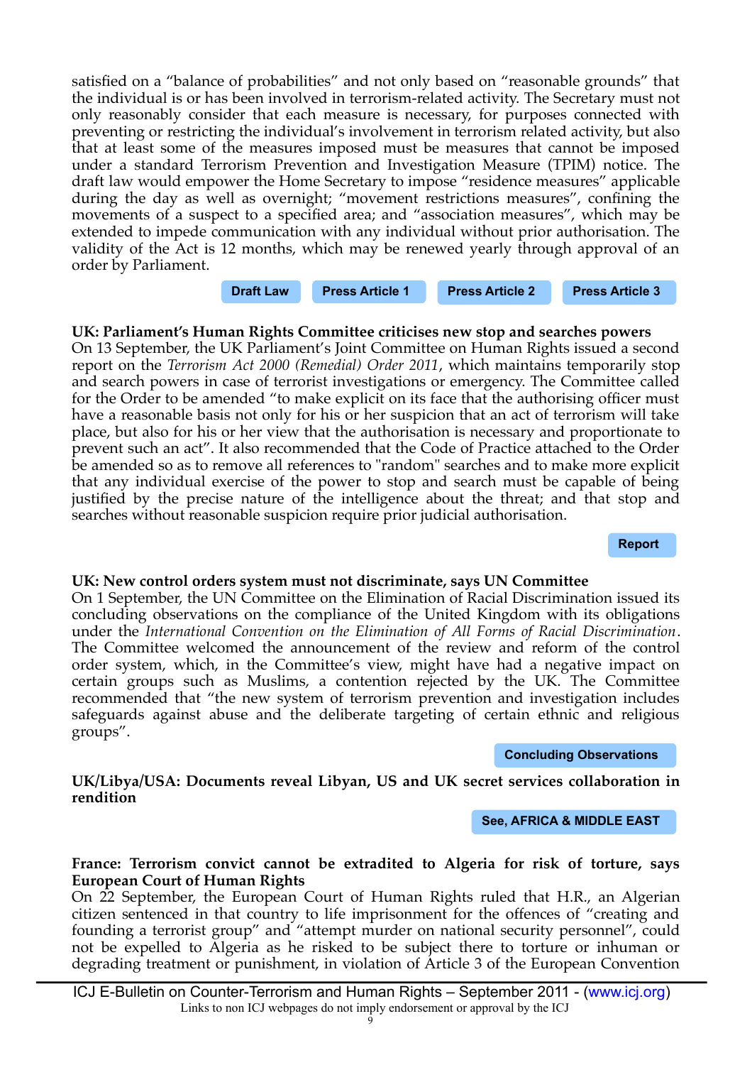satisfied on a "balance of probabilities" and not only based on "reasonable grounds" that the individual is or has been involved in terrorism-related activity. The Secretary must not only reasonably consider that each measure is necessary, for purposes connected with preventing or restricting the individual's involvement in terrorism related activity, but also that at least some of the measures imposed must be measures that cannot be imposed under a standard Terrorism Prevention and Investigation Measure (TPIM) notice. The draft law would empower the Home Secretary to impose "residence measures" applicable during the day as well as overnight; "movement restrictions measures", confining the movements of a suspect to a specified area; and "association measures", which may be extended to impede communication with any individual without prior authorisation. The validity of the Act is 12 months, which may be renewed yearly through approval of an order by Parliament.

Draft Law | Press Article 1 | Press Article 2 | Press Article 3

**UK: Parliament's Human Rights Committee criticises new stop and searches powers**
On 13 September, the UK Parliament's Joint Committee on Human Rights issued a second report on the *Terrorism Act 2000 (Remedial) Order 2011*, which maintains temporarily stop and search powers in case of terrorist investigations or emergency. The Committee called for the Order to be amended "to make explicit on its face that the authorising officer must have a reasonable basis not only for his or her suspicion that an act of terrorism will take place, but also for his or her view that the authorisation is necessary and proportionate to prevent such an act". It also recommended that the Code of Practice attached to the Order be amended so as to remove all references to "random" searches and to make more explicit that any individual exercise of the power to stop and search must be capable of being justified by the precise nature of the intelligence about the threat; and that stop and searches without reasonable suspicion require prior judicial authorisation.

Report

**UK: New control orders system must not discriminate, says UN Committee**
On 1 September, the UN Committee on the Elimination of Racial Discrimination issued its concluding observations on the compliance of the United Kingdom with its obligations under the *International Convention on the Elimination of All Forms of Racial Discrimination*. The Committee welcomed the announcement of the review and reform of the control order system, which, in the Committee's view, might have had a negative impact on certain groups such as Muslims, a contention rejected by the UK. The Committee recommended that "the new system of terrorism prevention and investigation includes safeguards against abuse and the deliberate targeting of certain ethnic and religious groups".

Concluding Observations

**UK/Libya/USA: Documents reveal Libyan, US and UK secret services collaboration in rendition**

See, AFRICA & MIDDLE EAST

**France: Terrorism convict cannot be extradited to Algeria for risk of torture, says European Court of Human Rights**
On 22 September, the European Court of Human Rights ruled that H.R., an Algerian citizen sentenced in that country to life imprisonment for the offences of "creating and founding a terrorist group" and "attempt murder on national security personnel", could not be expelled to Algeria as he risked to be subject there to torture or inhuman or degrading treatment or punishment, in violation of Article 3 of the European Convention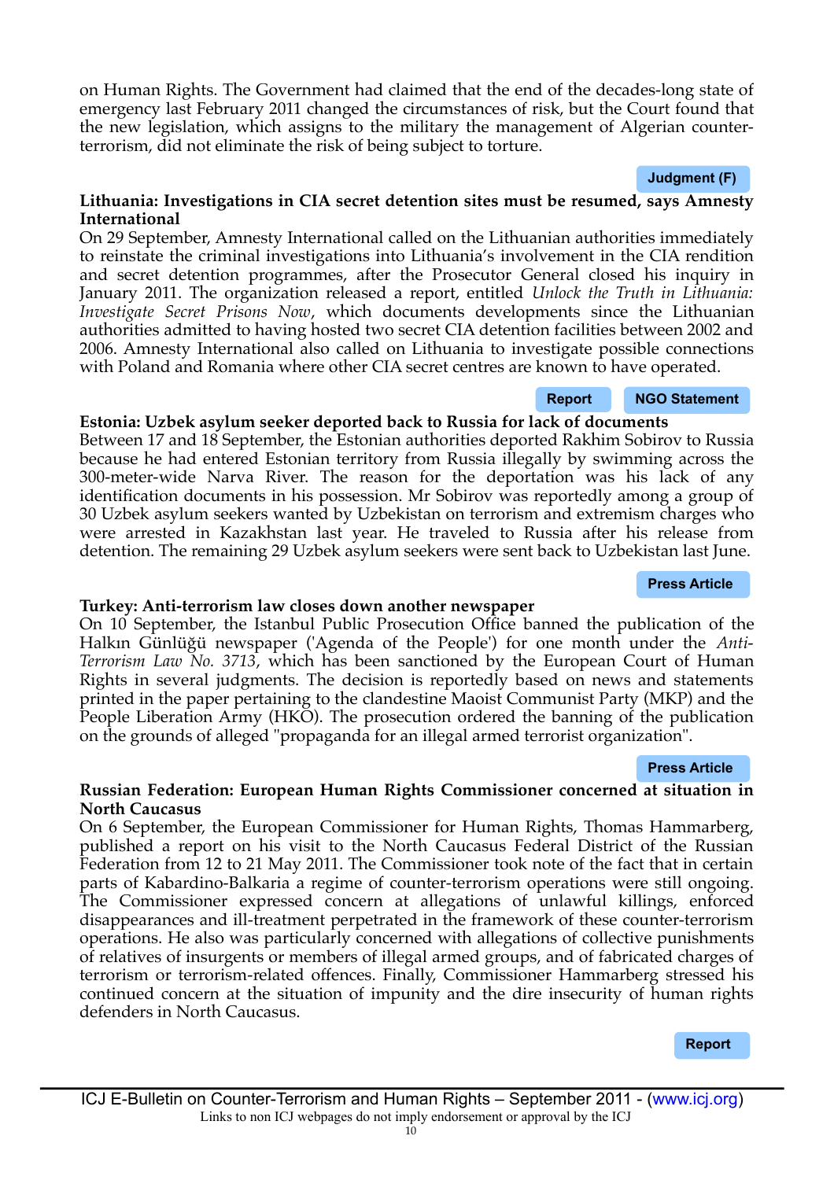on Human Rights. The Government had claimed that the end of the decades-long state of emergency last February 2011 changed the circumstances of risk, but the Court found that the new legislation, which assigns to the military the management of Algerian counter-terrorism, did not eliminate the risk of being subject to torture.

Judgment (F)

**Lithuania: Investigations in CIA secret detention sites must be resumed, says Amnesty International**

On 29 September, Amnesty International called on the Lithuanian authorities immediately to reinstate the criminal investigations into Lithuania's involvement in the CIA rendition and secret detention programmes, after the Prosecutor General closed his inquiry in January 2011. The organization released a report, entitled *Unlock the Truth in Lithuania: Investigate Secret Prisons Now*, which documents developments since the Lithuanian authorities admitted to having hosted two secret CIA detention facilities between 2002 and 2006. Amnesty International also called on Lithuania to investigate possible connections with Poland and Romania where other CIA secret centres are known to have operated.

Report | NGO Statement

**Estonia: Uzbek asylum seeker deported back to Russia for lack of documents**

Between 17 and 18 September, the Estonian authorities deported Rakhim Sobirov to Russia because he had entered Estonian territory from Russia illegally by swimming across the 300-meter-wide Narva River. The reason for the deportation was his lack of any identification documents in his possession. Mr Sobirov was reportedly among a group of 30 Uzbek asylum seekers wanted by Uzbekistan on terrorism and extremism charges who were arrested in Kazakhstan last year. He traveled to Russia after his release from detention. The remaining 29 Uzbek asylum seekers were sent back to Uzbekistan last June.

Press Article

**Turkey: Anti-terrorism law closes down another newspaper**

On 10 September, the Istanbul Public Prosecution Office banned the publication of the Halkın Günlüğü newspaper ('Agenda of the People') for one month under the *Anti-Terrorism Law No. 3713*, which has been sanctioned by the European Court of Human Rights in several judgments. The decision is reportedly based on news and statements printed in the paper pertaining to the clandestine Maoist Communist Party (MKP) and the People Liberation Army (HKO). The prosecution ordered the banning of the publication on the grounds of alleged "propaganda for an illegal armed terrorist organization".

Press Article

**Russian Federation: European Human Rights Commissioner concerned at situation in North Caucasus**

On 6 September, the European Commissioner for Human Rights, Thomas Hammarberg, published a report on his visit to the North Caucasus Federal District of the Russian Federation from 12 to 21 May 2011. The Commissioner took note of the fact that in certain parts of Kabardino-Balkaria a regime of counter-terrorism operations were still ongoing. The Commissioner expressed concern at allegations of unlawful killings, enforced disappearances and ill-treatment perpetrated in the framework of these counter-terrorism operations. He also was particularly concerned with allegations of collective punishments of relatives of insurgents or members of illegal armed groups, and of fabricated charges of terrorism or terrorism-related offences. Finally, Commissioner Hammarberg stressed his continued concern at the situation of impunity and the dire insecurity of human rights defenders in North Caucasus.

Report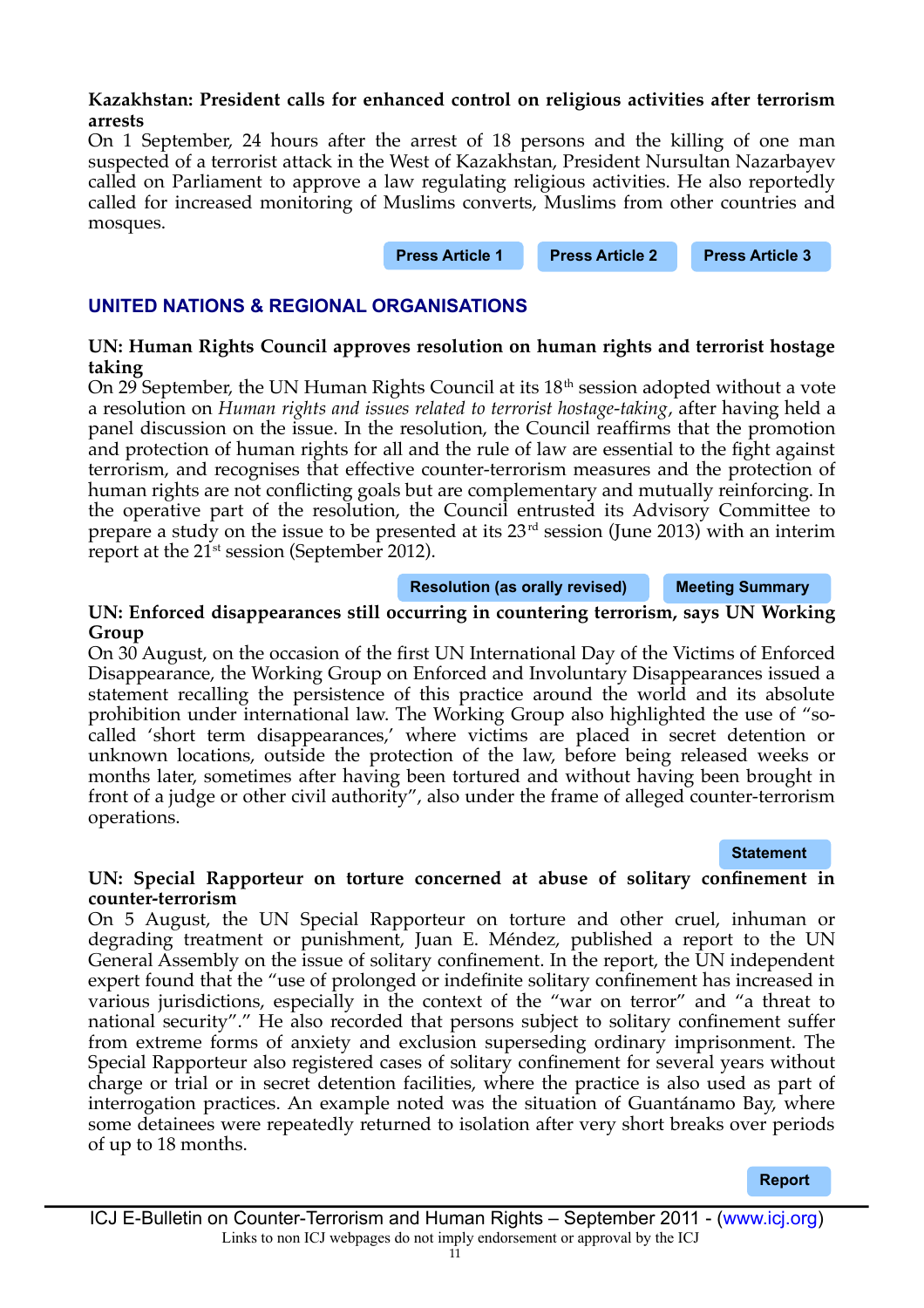**Kazakhstan: President calls for enhanced control on religious activities after terrorism arrests**

On 1 September, 24 hours after the arrest of 18 persons and the killing of one man suspected of a terrorist attack in the West of Kazakhstan, President Nursultan Nazarbayev called on Parliament to approve a law regulating religious activities. He also reportedly called for increased monitoring of Muslims converts, Muslims from other countries and mosques.

Press Article 1 | Press Article 2 | Press Article 3

## UNITED NATIONS & REGIONAL ORGANISATIONS

**UN: Human Rights Council approves resolution on human rights and terrorist hostage taking**

On 29 September, the UN Human Rights Council at its 18th session adopted without a vote a resolution on *Human rights and issues related to terrorist hostage-taking*, after having held a panel discussion on the issue. In the resolution, the Council reaffirms that the promotion and protection of human rights for all and the rule of law are essential to the fight against terrorism, and recognises that effective counter-terrorism measures and the protection of human rights are not conflicting goals but are complementary and mutually reinforcing. In the operative part of the resolution, the Council entrusted its Advisory Committee to prepare a study on the issue to be presented at its 23rd session (June 2013) with an interim report at the 21st session (September 2012).

Resolution (as orally revised) | Meeting Summary

**UN: Enforced disappearances still occurring in countering terrorism, says UN Working Group**

On 30 August, on the occasion of the first UN International Day of the Victims of Enforced Disappearance, the Working Group on Enforced and Involuntary Disappearances issued a statement recalling the persistence of this practice around the world and its absolute prohibition under international law. The Working Group also highlighted the use of "so-called 'short term disappearances,' where victims are placed in secret detention or unknown locations, outside the protection of the law, before being released weeks or months later, sometimes after having been tortured and without having been brought in front of a judge or other civil authority", also under the frame of alleged counter-terrorism operations.

Statement

**UN: Special Rapporteur on torture concerned at abuse of solitary confinement in counter-terrorism**

On 5 August, the UN Special Rapporteur on torture and other cruel, inhuman or degrading treatment or punishment, Juan E. Méndez, published a report to the UN General Assembly on the issue of solitary confinement. In the report, the UN independent expert found that the "use of prolonged or indefinite solitary confinement has increased in various jurisdictions, especially in the context of the "war on terror" and "a threat to national security"." He also recorded that persons subject to solitary confinement suffer from extreme forms of anxiety and exclusion superseding ordinary imprisonment. The Special Rapporteur also registered cases of solitary confinement for several years without charge or trial or in secret detention facilities, where the practice is also used as part of interrogation practices. An example noted was the situation of Guantánamo Bay, where some detainees were repeatedly returned to isolation after very short breaks over periods of up to 18 months.

Report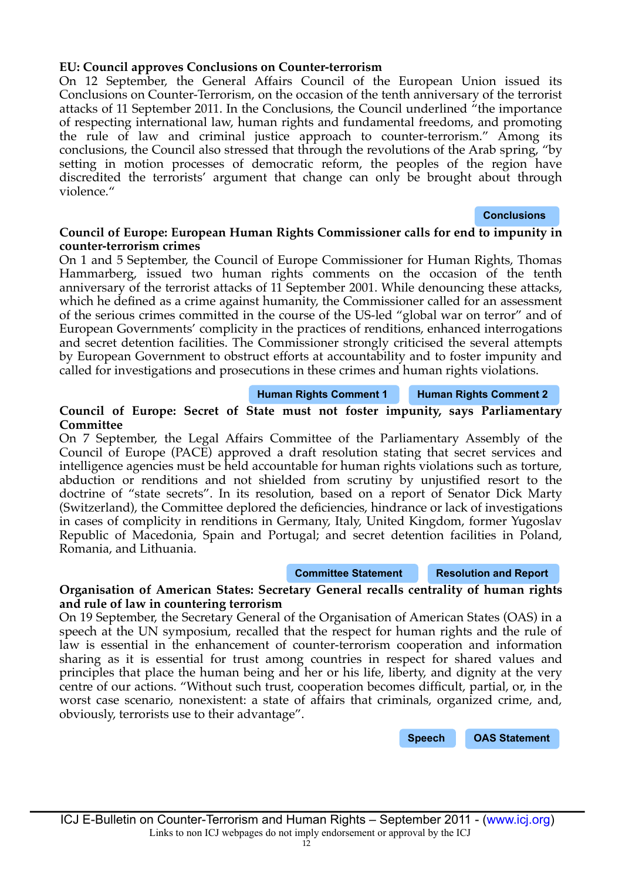**EU: Council approves Conclusions on Counter-terrorism**

On 12 September, the General Affairs Council of the European Union issued its Conclusions on Counter-Terrorism, on the occasion of the tenth anniversary of the terrorist attacks of 11 September 2011. In the Conclusions, the Council underlined "the importance of respecting international law, human rights and fundamental freedoms, and promoting the rule of law and criminal justice approach to counter-terrorism." Among its conclusions, the Council also stressed that through the revolutions of the Arab spring, "by setting in motion processes of democratic reform, the peoples of the region have discredited the terrorists' argument that change can only be brought about through violence."

Conclusions

**Council of Europe: European Human Rights Commissioner calls for end to impunity in counter-terrorism crimes**

On 1 and 5 September, the Council of Europe Commissioner for Human Rights, Thomas Hammarberg, issued two human rights comments on the occasion of the tenth anniversary of the terrorist attacks of 11 September 2001. While denouncing these attacks, which he defined as a crime against humanity, the Commissioner called for an assessment of the serious crimes committed in the course of the US-led "global war on terror" and of European Governments' complicity in the practices of renditions, enhanced interrogations and secret detention facilities. The Commissioner strongly criticised the several attempts by European Government to obstruct efforts at accountability and to foster impunity and called for investigations and prosecutions in these crimes and human rights violations.

Human Rights Comment 1 | Human Rights Comment 2

**Council of Europe: Secret of State must not foster impunity, says Parliamentary Committee**

On 7 September, the Legal Affairs Committee of the Parliamentary Assembly of the Council of Europe (PACE) approved a draft resolution stating that secret services and intelligence agencies must be held accountable for human rights violations such as torture, abduction or renditions and not shielded from scrutiny by unjustified resort to the doctrine of "state secrets". In its resolution, based on a report of Senator Dick Marty (Switzerland), the Committee deplored the deficiencies, hindrance or lack of investigations in cases of complicity in renditions in Germany, Italy, United Kingdom, former Yugoslav Republic of Macedonia, Spain and Portugal; and secret detention facilities in Poland, Romania, and Lithuania.

Committee Statement | Resolution and Report

**Organisation of American States: Secretary General recalls centrality of human rights and rule of law in countering terrorism**

On 19 September, the Secretary General of the Organisation of American States (OAS) in a speech at the UN symposium, recalled that the respect for human rights and the rule of law is essential in the enhancement of counter-terrorism cooperation and information sharing as it is essential for trust among countries in respect for shared values and principles that place the human being and her or his life, liberty, and dignity at the very centre of our actions. "Without such trust, cooperation becomes difficult, partial, or, in the worst case scenario, nonexistent: a state of affairs that criminals, organized crime, and, obviously, terrorists use to their advantage".

Speech | OAS Statement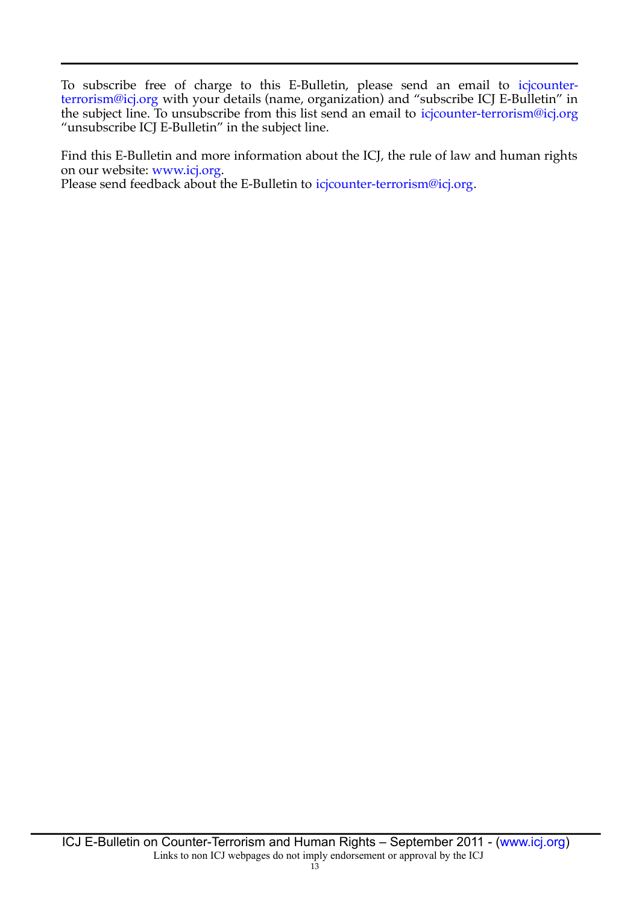---

To subscribe free of charge to this E-Bulletin, please send an email to icjcounter-terrorism@icj.org with your details (name, organization) and "subscribe ICJ E-Bulletin" in the subject line. To unsubscribe from this list send an email to icjcounter-terrorism@icj.org "unsubscribe ICJ E-Bulletin" in the subject line.

Find this E-Bulletin and more information about the ICJ, the rule of law and human rights on our website: www.icj.org.
Please send feedback about the E-Bulletin to icjcounter-terrorism@icj.org.